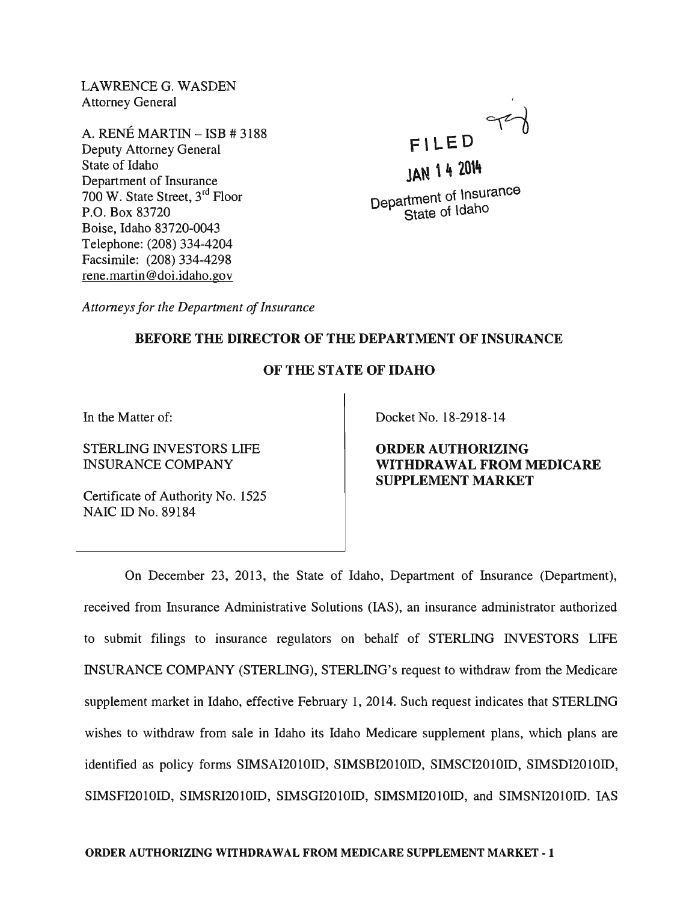LAWRENCE G. WASDEN
Attorney General

A. RENÉ MARTIN – ISB # 3188
Deputy Attorney General
State of Idaho
Department of Insurance
700 W. State Street, 3rd Floor
P.O. Box 83720
Boise, Idaho 83720-0043
Telephone: (208) 334-4204
Facsimile: (208) 334-4298
rene.martin@doi.idaho.gov

FILED
JAN 14 2014
Department of Insurance
State of Idaho

*Attorneys for the Department of Insurance*

**BEFORE THE DIRECTOR OF THE DEPARTMENT OF INSURANCE**

**OF THE STATE OF IDAHO**

| | |
|---|---|
| In the Matter of:<br><br>STERLING INVESTORS LIFE INSURANCE COMPANY<br><br>Certificate of Authority No. 1525<br>NAIC ID No. 89184 | Docket No. 18-2918-14<br><br>**ORDER AUTHORIZING WITHDRAWAL FROM MEDICARE SUPPLEMENT MARKET** |

On December 23, 2013, the State of Idaho, Department of Insurance (Department), received from Insurance Administrative Solutions (IAS), an insurance administrator authorized to submit filings to insurance regulators on behalf of STERLING INVESTORS LIFE INSURANCE COMPANY (STERLING), STERLING's request to withdraw from the Medicare supplement market in Idaho, effective February 1, 2014. Such request indicates that STERLING wishes to withdraw from sale in Idaho its Idaho Medicare supplement plans, which plans are identified as policy forms SIMSAI2010ID, SIMSBI2010ID, SIMSCI2010ID, SIMSDI2010ID, SIMSFI2010ID, SIMSRI2010ID, SIMSGI2010ID, SIMSMI2010ID, and SIMSNI2010ID. IAS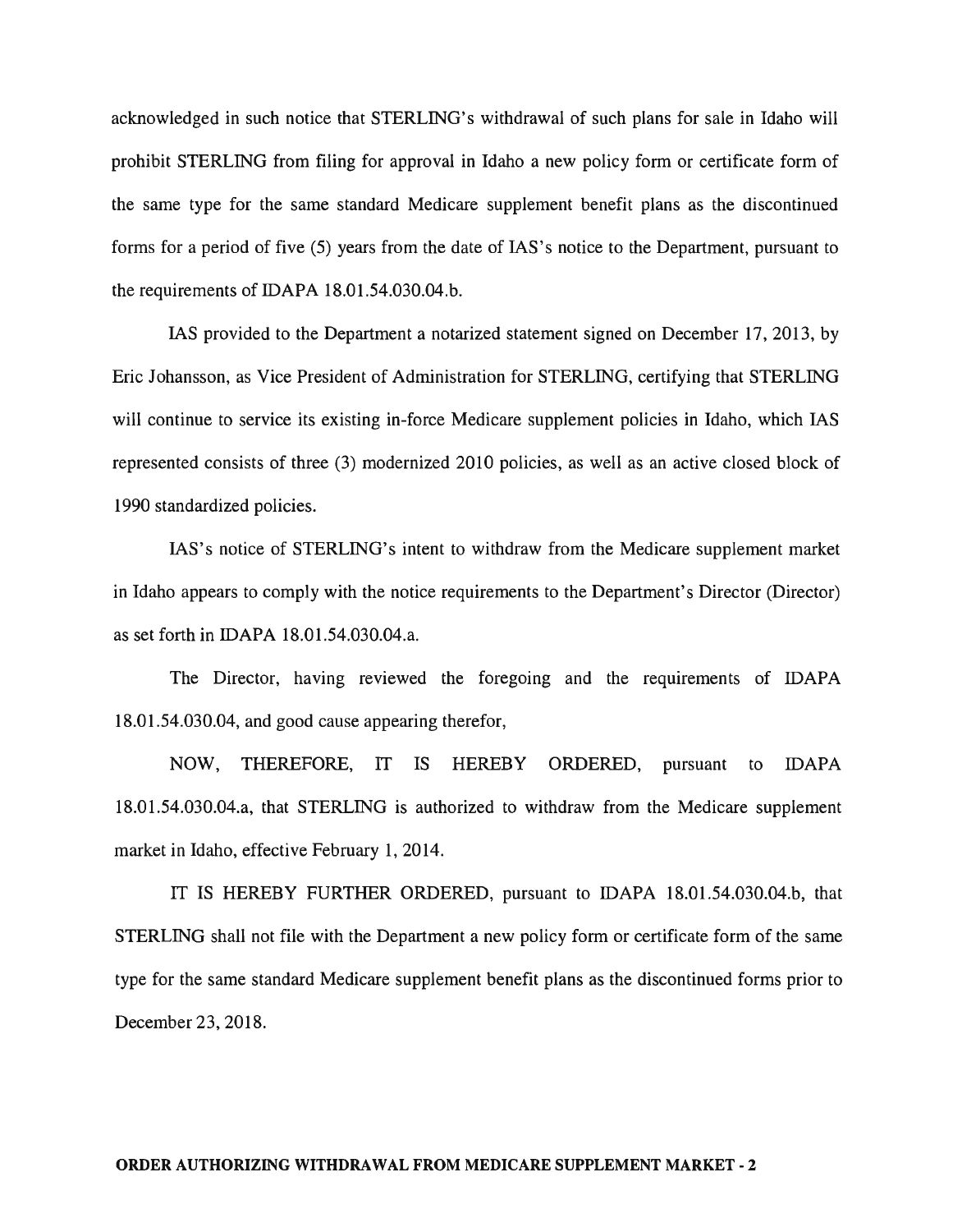acknowledged in such notice that STERLING's withdrawal of such plans for sale in Idaho will prohibit STERLING from filing for approval in Idaho a new policy form or certificate form of the same type for the same standard Medicare supplement benefit plans as the discontinued forms for a period of five (5) years from the date of IAS's notice to the Department, pursuant to the requirements of IDAPA 18.01.54.030.04.b.

IAS provided to the Department a notarized statement signed on December 17, 2013, by Eric Johansson, as Vice President of Administration for STERLING, certifying that STERLING will continue to service its existing in-force Medicare supplement policies in Idaho, which IAS represented consists of three (3) modernized 2010 policies, as well as an active closed block of 1990 standardized policies.

IAS's notice of STERLING's intent to withdraw from the Medicare supplement market in Idaho appears to comply with the notice requirements to the Department's Director (Director) as set forth in IDAPA 18.01.54.030.04.a.

The Director, having reviewed the foregoing and the requirements of IDAPA 18.01.54.030.04, and good cause appearing therefor,

NOW, THEREFORE, IT IS HEREBY ORDERED, pursuant to IDAPA 18.01.54.030.04.a, that STERLING is authorized to withdraw from the Medicare supplement market in Idaho, effective February 1, 2014.

IT IS HEREBY FURTHER ORDERED, pursuant to IDAPA 18.01.54.030.04.b, that STERLING shall not file with the Department a new policy form or certificate form of the same type for the same standard Medicare supplement benefit plans as the discontinued forms prior to December 23, 2018.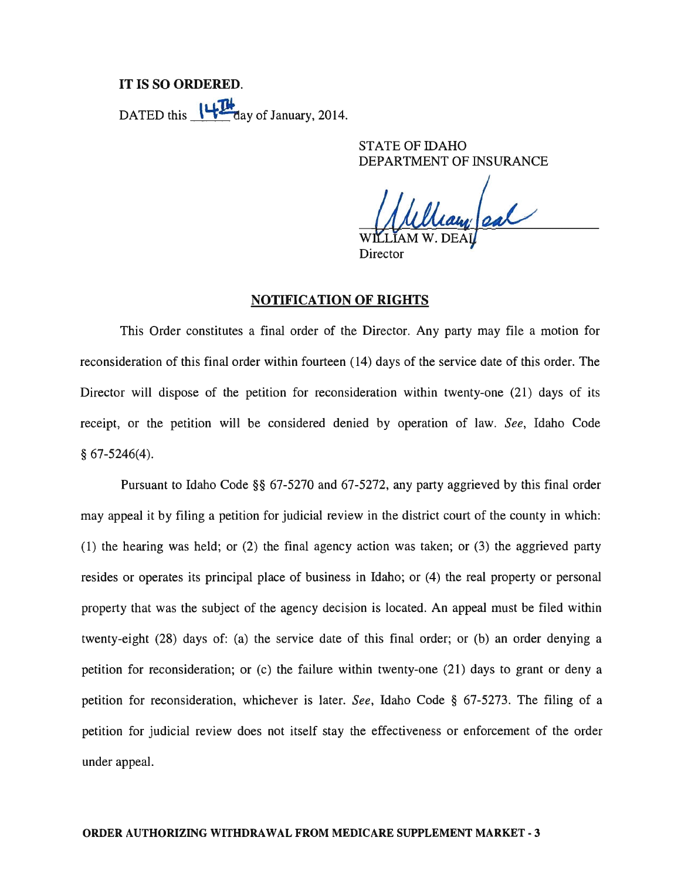**IT IS SO ORDERED.**

DATED this 14TH day of January, 2014.

STATE OF IDAHO
DEPARTMENT OF INSURANCE

WILLIAM W. DEAL
Director

## NOTIFICATION OF RIGHTS

This Order constitutes a final order of the Director. Any party may file a motion for reconsideration of this final order within fourteen (14) days of the service date of this order. The Director will dispose of the petition for reconsideration within twenty-one (21) days of its receipt, or the petition will be considered denied by operation of law. *See*, Idaho Code § 67-5246(4).

Pursuant to Idaho Code §§ 67-5270 and 67-5272, any party aggrieved by this final order may appeal it by filing a petition for judicial review in the district court of the county in which: (1) the hearing was held; or (2) the final agency action was taken; or (3) the aggrieved party resides or operates its principal place of business in Idaho; or (4) the real property or personal property that was the subject of the agency decision is located. An appeal must be filed within twenty-eight (28) days of: (a) the service date of this final order; or (b) an order denying a petition for reconsideration; or (c) the failure within twenty-one (21) days to grant or deny a petition for reconsideration, whichever is later. *See*, Idaho Code § 67-5273. The filing of a petition for judicial review does not itself stay the effectiveness or enforcement of the order under appeal.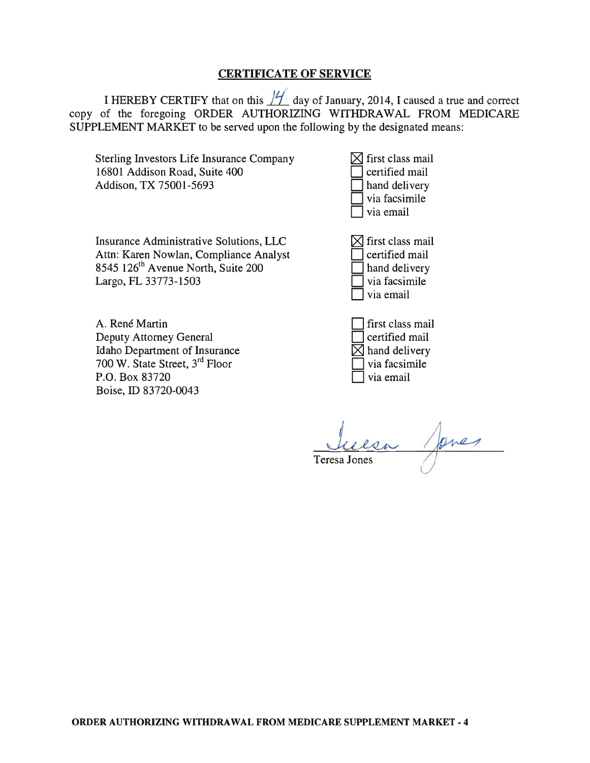## CERTIFICATE OF SERVICE

I HEREBY CERTIFY that on this 14 day of January, 2014, I caused a true and correct copy of the foregoing ORDER AUTHORIZING WITHDRAWAL FROM MEDICARE SUPPLEMENT MARKET to be served upon the following by the designated means:

| | |
|---|---|
| Sterling Investors Life Insurance Company<br>16801 Addison Road, Suite 400<br>Addison, TX 75001-5693 | ☒ first class mail<br>☐ certified mail<br>☐ hand delivery<br>☐ via facsimile<br>☐ via email |
| Insurance Administrative Solutions, LLC<br>Attn: Karen Nowlan, Compliance Analyst<br>8545 126th Avenue North, Suite 200<br>Largo, FL 33773-1503 | ☒ first class mail<br>☐ certified mail<br>☐ hand delivery<br>☐ via facsimile<br>☐ via email |
| A. René Martin<br>Deputy Attorney General<br>Idaho Department of Insurance<br>700 W. State Street, 3rd Floor<br>P.O. Box 83720<br>Boise, ID 83720-0043 | ☐ first class mail<br>☐ certified mail<br>☒ hand delivery<br>☐ via facsimile<br>☐ via email |

Teresa Jones

Teresa Jones